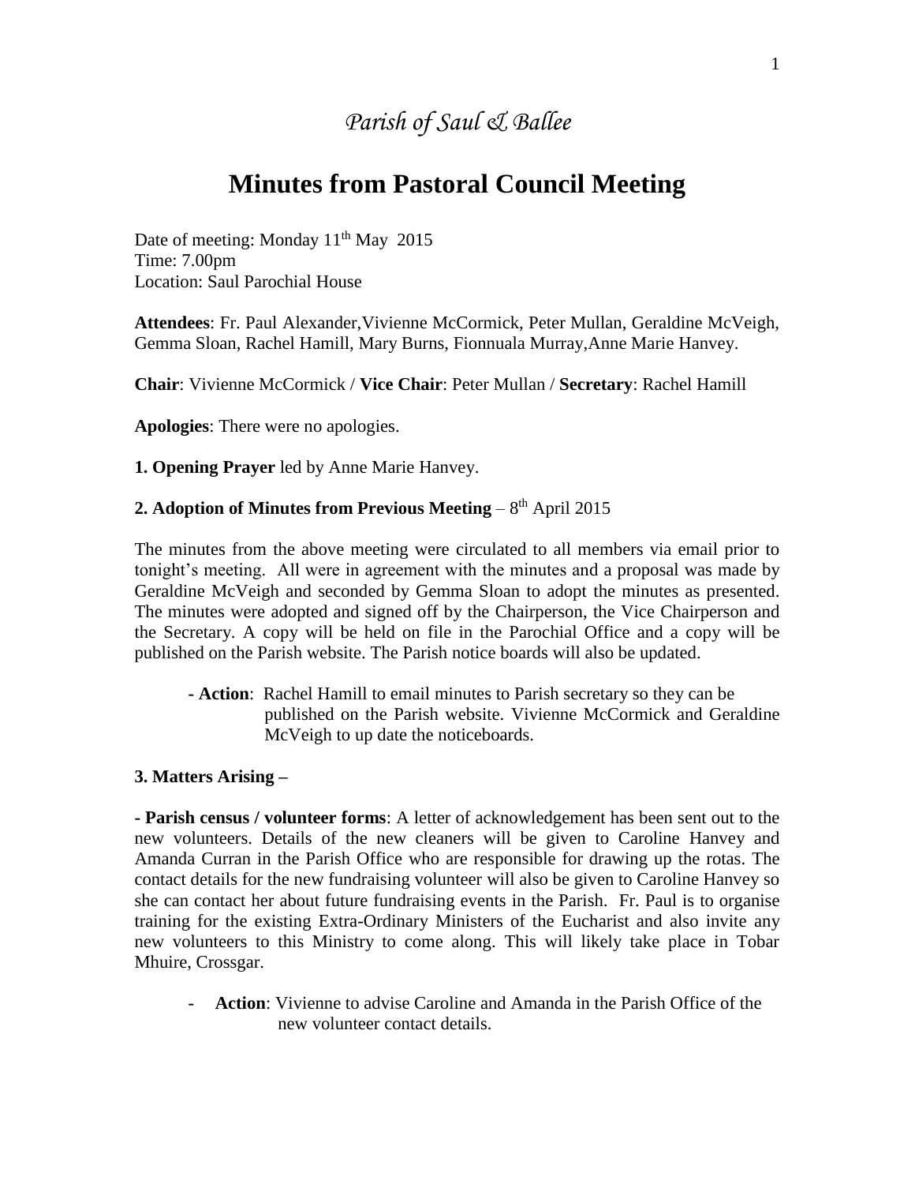*Parish of Saul & Ballee*

# Minutes from Pastoral Council Meeting

Date of meeting: Monday 11th May 2015
Time: 7.00pm
Location: Saul Parochial House

**Attendees**: Fr. Paul Alexander,Vivienne McCormick, Peter Mullan, Geraldine McVeigh, Gemma Sloan, Rachel Hamill, Mary Burns, Fionnuala Murray,Anne Marie Hanvey.

**Chair**: Vivienne McCormick / **Vice Chair**: Peter Mullan / **Secretary**: Rachel Hamill

**Apologies**: There were no apologies.

**1. Opening Prayer** led by Anne Marie Hanvey.

**2. Adoption of Minutes from Previous Meeting** – 8th April 2015

The minutes from the above meeting were circulated to all members via email prior to tonight's meeting. All were in agreement with the minutes and a proposal was made by Geraldine McVeigh and seconded by Gemma Sloan to adopt the minutes as presented. The minutes were adopted and signed off by the Chairperson, the Vice Chairperson and the Secretary. A copy will be held on file in the Parochial Office and a copy will be published on the Parish website. The Parish notice boards will also be updated.

- **Action**: Rachel Hamill to email minutes to Parish secretary so they can be published on the Parish website. Vivienne McCormick and Geraldine McVeigh to up date the noticeboards.

**3. Matters Arising –**

- **Parish census / volunteer forms**: A letter of acknowledgement has been sent out to the new volunteers. Details of the new cleaners will be given to Caroline Hanvey and Amanda Curran in the Parish Office who are responsible for drawing up the rotas. The contact details for the new fundraising volunteer will also be given to Caroline Hanvey so she can contact her about future fundraising events in the Parish. Fr. Paul is to organise training for the existing Extra-Ordinary Ministers of the Eucharist and also invite any new volunteers to this Ministry to come along. This will likely take place in Tobar Mhuire, Crossgar.

  - **Action**: Vivienne to advise Caroline and Amanda in the Parish Office of the new volunteer contact details.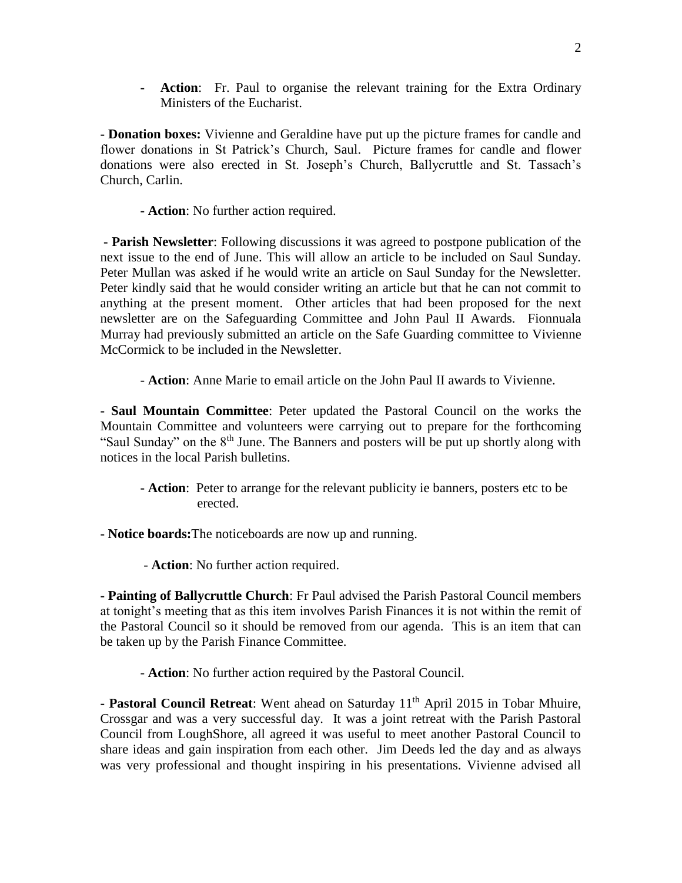- **Action**: Fr. Paul to organise the relevant training for the Extra Ordinary Ministers of the Eucharist.

**- Donation boxes:** Vivienne and Geraldine have put up the picture frames for candle and flower donations in St Patrick's Church, Saul. Picture frames for candle and flower donations were also erected in St. Joseph's Church, Ballycruttle and St. Tassach's Church, Carlin.

**- Action**: No further action required.

**- Parish Newsletter**: Following discussions it was agreed to postpone publication of the next issue to the end of June. This will allow an article to be included on Saul Sunday. Peter Mullan was asked if he would write an article on Saul Sunday for the Newsletter. Peter kindly said that he would consider writing an article but that he can not commit to anything at the present moment. Other articles that had been proposed for the next newsletter are on the Safeguarding Committee and John Paul II Awards. Fionnuala Murray had previously submitted an article on the Safe Guarding committee to Vivienne McCormick to be included in the Newsletter.

- **Action**: Anne Marie to email article on the John Paul II awards to Vivienne.

**- Saul Mountain Committee**: Peter updated the Pastoral Council on the works the Mountain Committee and volunteers were carrying out to prepare for the forthcoming "Saul Sunday" on the 8th June. The Banners and posters will be put up shortly along with notices in the local Parish bulletins.

**- Action**: Peter to arrange for the relevant publicity ie banners, posters etc to be erected.

**- Notice boards:**The noticeboards are now up and running.

- **Action**: No further action required.

**- Painting of Ballycruttle Church**: Fr Paul advised the Parish Pastoral Council members at tonight's meeting that as this item involves Parish Finances it is not within the remit of the Pastoral Council so it should be removed from our agenda. This is an item that can be taken up by the Parish Finance Committee.

- **Action**: No further action required by the Pastoral Council.

**- Pastoral Council Retreat**: Went ahead on Saturday 11th April 2015 in Tobar Mhuire, Crossgar and was a very successful day. It was a joint retreat with the Parish Pastoral Council from LoughShore, all agreed it was useful to meet another Pastoral Council to share ideas and gain inspiration from each other. Jim Deeds led the day and as always was very professional and thought inspiring in his presentations. Vivienne advised all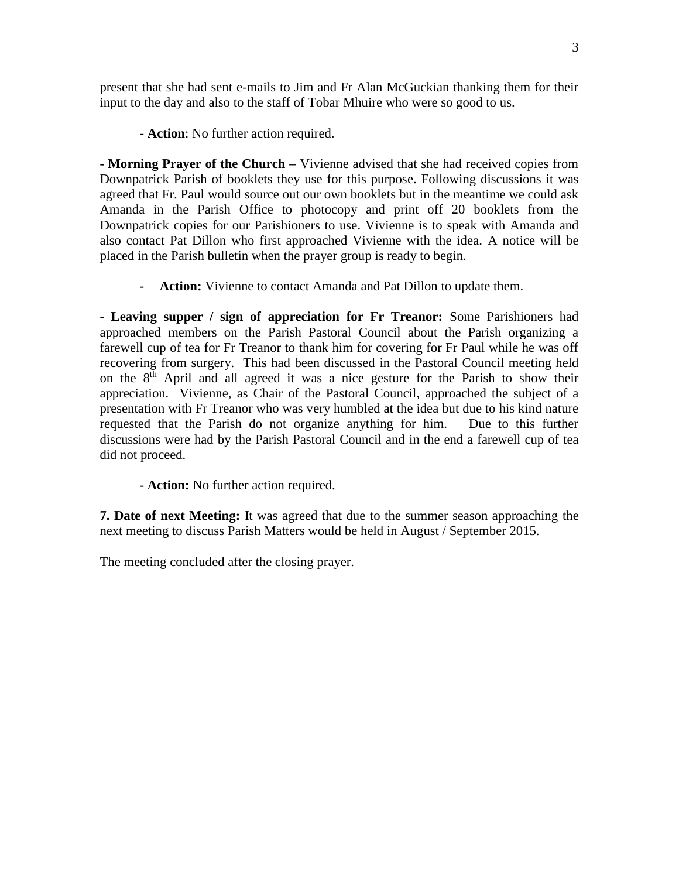present that she had sent e-mails to Jim and Fr Alan McGuckian thanking them for their input to the day and also to the staff of Tobar Mhuire who were so good to us.

- **Action**: No further action required.

**- Morning Prayer of the Church –** Vivienne advised that she had received copies from Downpatrick Parish of booklets they use for this purpose. Following discussions it was agreed that Fr. Paul would source out our own booklets but in the meantime we could ask Amanda in the Parish Office to photocopy and print off 20 booklets from the Downpatrick copies for our Parishioners to use. Vivienne is to speak with Amanda and also contact Pat Dillon who first approached Vivienne with the idea. A notice will be placed in the Parish bulletin when the prayer group is ready to begin.

- **Action:** Vivienne to contact Amanda and Pat Dillon to update them.

**- Leaving supper / sign of appreciation for Fr Treanor:** Some Parishioners had approached members on the Parish Pastoral Council about the Parish organizing a farewell cup of tea for Fr Treanor to thank him for covering for Fr Paul while he was off recovering from surgery. This had been discussed in the Pastoral Council meeting held on the 8th April and all agreed it was a nice gesture for the Parish to show their appreciation. Vivienne, as Chair of the Pastoral Council, approached the subject of a presentation with Fr Treanor who was very humbled at the idea but due to his kind nature requested that the Parish do not organize anything for him. Due to this further discussions were had by the Parish Pastoral Council and in the end a farewell cup of tea did not proceed.

**- Action:** No further action required.

**7. Date of next Meeting:** It was agreed that due to the summer season approaching the next meeting to discuss Parish Matters would be held in August / September 2015.

The meeting concluded after the closing prayer.